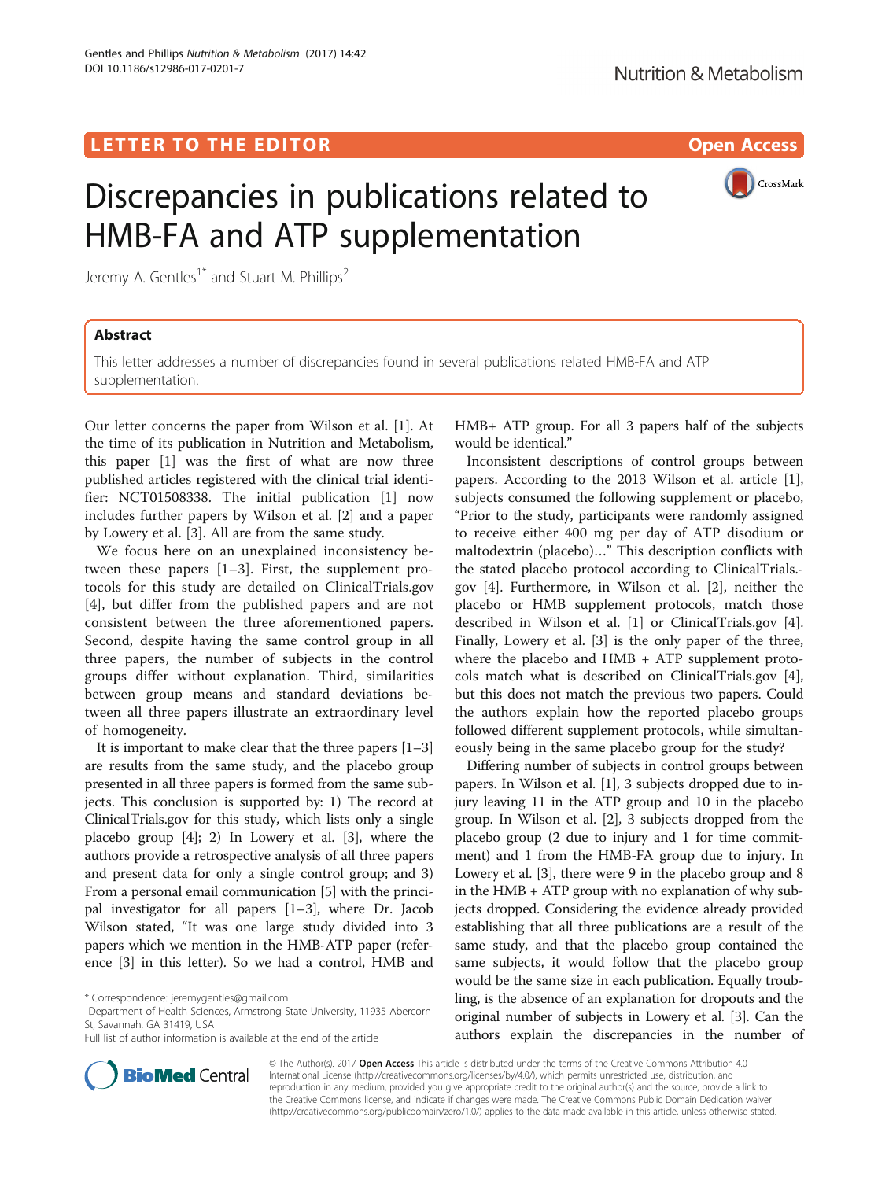LETTER TO THE EDITOR

Open Access

# Discrepancies in publications related to HMB-FA and ATP supplementation

Jeremy A. Gentles[1*] and Stuart M. Phillips[2]

## Abstract

This letter addresses a number of discrepancies found in several publications related HMB-FA and ATP supplementation.

Our letter concerns the paper from Wilson et al. [1]. At the time of its publication in Nutrition and Metabolism, this paper [1] was the first of what are now three published articles registered with the clinical trial identifier: NCT01508338. The initial publication [1] now includes further papers by Wilson et al. [2] and a paper by Lowery et al. [3]. All are from the same study.

We focus here on an unexplained inconsistency between these papers [1–3]. First, the supplement protocols for this study are detailed on ClinicalTrials.gov [4], but differ from the published papers and are not consistent between the three aforementioned papers. Second, despite having the same control group in all three papers, the number of subjects in the control groups differ without explanation. Third, similarities between group means and standard deviations between all three papers illustrate an extraordinary level of homogeneity.

It is important to make clear that the three papers [1–3] are results from the same study, and the placebo group presented in all three papers is formed from the same subjects. This conclusion is supported by: 1) The record at ClinicalTrials.gov for this study, which lists only a single placebo group [4]; 2) In Lowery et al. [3], where the authors provide a retrospective analysis of all three papers and present data for only a single control group; and 3) From a personal email communication [5] with the principal investigator for all papers [1–3], where Dr. Jacob Wilson stated, "It was one large study divided into 3 papers which we mention in the HMB-ATP paper (reference [3] in this letter). So we had a control, HMB and HMB+ ATP group. For all 3 papers half of the subjects would be identical."

Inconsistent descriptions of control groups between papers. According to the 2013 Wilson et al. article [1], subjects consumed the following supplement or placebo, "Prior to the study, participants were randomly assigned to receive either 400 mg per day of ATP disodium or maltodextrin (placebo)…" This description conflicts with the stated placebo protocol according to ClinicalTrials.gov [4]. Furthermore, in Wilson et al. [2], neither the placebo or HMB supplement protocols, match those described in Wilson et al. [1] or ClinicalTrials.gov [4]. Finally, Lowery et al. [3] is the only paper of the three, where the placebo and HMB + ATP supplement protocols match what is described on ClinicalTrials.gov [4], but this does not match the previous two papers. Could the authors explain how the reported placebo groups followed different supplement protocols, while simultaneously being in the same placebo group for the study?

Differing number of subjects in control groups between papers. In Wilson et al. [1], 3 subjects dropped due to injury leaving 11 in the ATP group and 10 in the placebo group. In Wilson et al. [2], 3 subjects dropped from the placebo group (2 due to injury and 1 for time commitment) and 1 from the HMB-FA group due to injury. In Lowery et al. [3], there were 9 in the placebo group and 8 in the HMB + ATP group with no explanation of why subjects dropped. Considering the evidence already provided establishing that all three publications are a result of the same study, and that the placebo group contained the same subjects, it would follow that the placebo group would be the same size in each publication. Equally troubling, is the absence of an explanation for dropouts and the original number of subjects in Lowery et al. [3]. Can the authors explain the discrepancies in the number of

\* Correspondence: jeremygentles@gmail.com
[1]Department of Health Sciences, Armstrong State University, 11935 Abercorn St, Savannah, GA 31419, USA
Full list of author information is available at the end of the article

© The Author(s). 2017 **Open Access** This article is distributed under the terms of the Creative Commons Attribution 4.0 International License (http://creativecommons.org/licenses/by/4.0/), which permits unrestricted use, distribution, and reproduction in any medium, provided you give appropriate credit to the original author(s) and the source, provide a link to the Creative Commons license, and indicate if changes were made. The Creative Commons Public Domain Dedication waiver (http://creativecommons.org/publicdomain/zero/1.0/) applies to the data made available in this article, unless otherwise stated.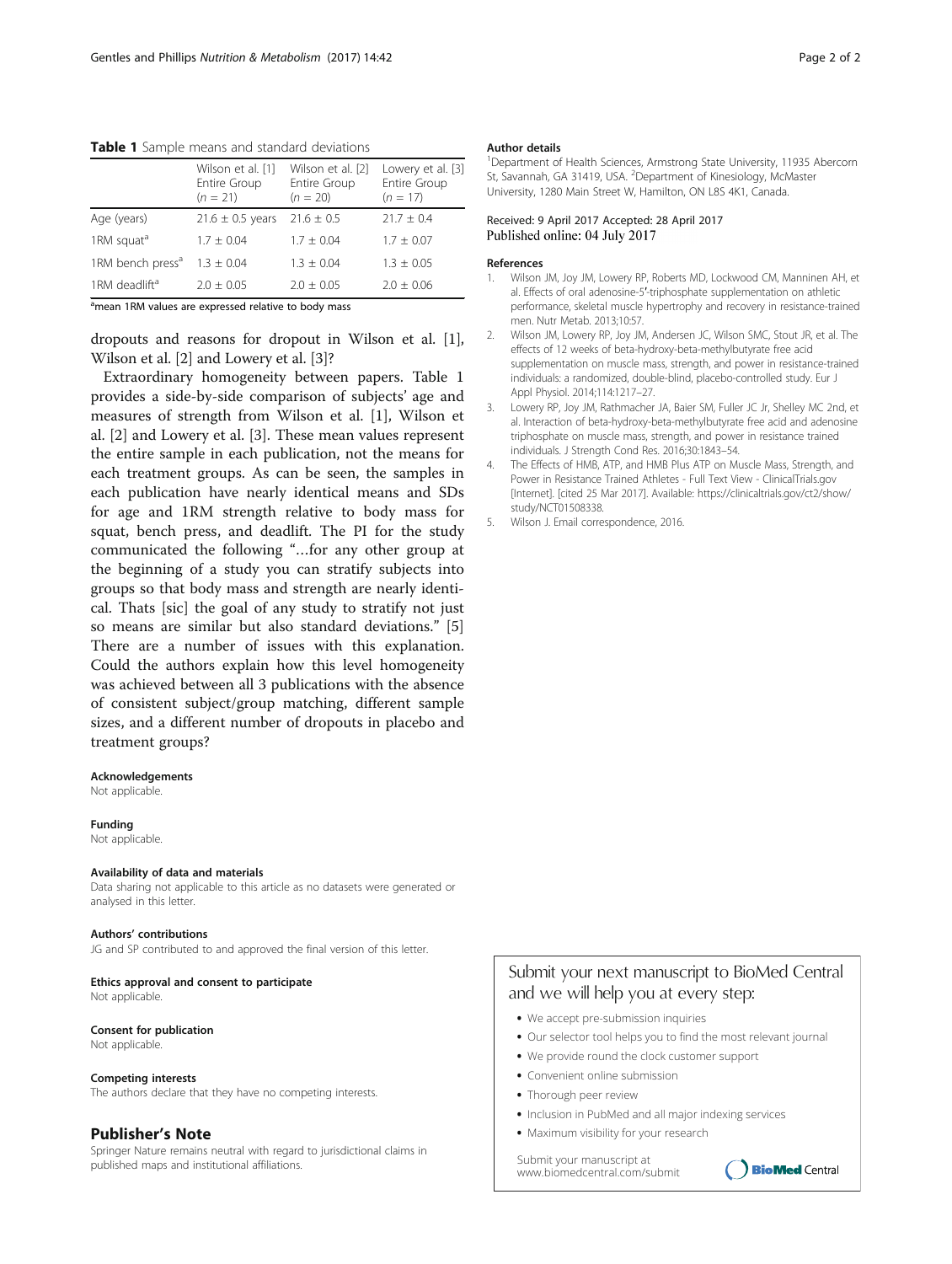**Table 1** Sample means and standard deviations

| | Wilson et al. [1] Entire Group ($n = 21$) | Wilson et al. [2] Entire Group ($n = 20$) | Lowery et al. [3] Entire Group ($n = 17$) |
|---|---|---|---|
| Age (years) | 21.6 ± 0.5 years | 21.6 ± 0.5 | 21.7 ± 0.4 |
| 1RM squat[a] | 1.7 ± 0.04 | 1.7 ± 0.04 | 1.7 ± 0.07 |
| 1RM bench press[a] | 1.3 ± 0.04 | 1.3 ± 0.04 | 1.3 ± 0.05 |
| 1RM deadlift[a] | 2.0 ± 0.05 | 2.0 ± 0.05 | 2.0 ± 0.06 |

[a]mean 1RM values are expressed relative to body mass

dropouts and reasons for dropout in Wilson et al. [1], Wilson et al. [2] and Lowery et al. [3]?

Extraordinary homogeneity between papers. Table 1 provides a side-by-side comparison of subjects' age and measures of strength from Wilson et al. [1], Wilson et al. [2] and Lowery et al. [3]. These mean values represent the entire sample in each publication, not the means for each treatment groups. As can be seen, the samples in each publication have nearly identical means and SDs for age and 1RM strength relative to body mass for squat, bench press, and deadlift. The PI for the study communicated the following "…for any other group at the beginning of a study you can stratify subjects into groups so that body mass and strength are nearly identical. Thats [sic] the goal of any study to stratify not just so means are similar but also standard deviations." [5] There are a number of issues with this explanation. Could the authors explain how this level homogeneity was achieved between all 3 publications with the absence of consistent subject/group matching, different sample sizes, and a different number of dropouts in placebo and treatment groups?

#### Acknowledgements
Not applicable.

#### Funding
Not applicable.

#### Availability of data and materials
Data sharing not applicable to this article as no datasets were generated or analysed in this letter.

#### Authors' contributions
JG and SP contributed to and approved the final version of this letter.

#### Ethics approval and consent to participate
Not applicable.

#### Consent for publication
Not applicable.

#### Competing interests
The authors declare that they have no competing interests.

### Publisher's Note
Springer Nature remains neutral with regard to jurisdictional claims in published maps and institutional affiliations.

#### Author details
[1]Department of Health Sciences, Armstrong State University, 11935 Abercorn St, Savannah, GA 31419, USA. [2]Department of Kinesiology, McMaster University, 1280 Main Street W, Hamilton, ON L8S 4K1, Canada.

Received: 9 April 2017 Accepted: 28 April 2017
Published online: 04 July 2017

#### References
1. Wilson JM, Joy JM, Lowery RP, Roberts MD, Lockwood CM, Manninen AH, et al. Effects of oral adenosine-5′-triphosphate supplementation on athletic performance, skeletal muscle hypertrophy and recovery in resistance-trained men. Nutr Metab. 2013;10:57.
2. Wilson JM, Lowery RP, Joy JM, Andersen JC, Wilson SMC, Stout JR, et al. The effects of 12 weeks of beta-hydroxy-beta-methylbutyrate free acid supplementation on muscle mass, strength, and power in resistance-trained individuals: a randomized, double-blind, placebo-controlled study. Eur J Appl Physiol. 2014;114:1217–27.
3. Lowery RP, Joy JM, Rathmacher JA, Baier SM, Fuller JC Jr, Shelley MC 2nd, et al. Interaction of beta-hydroxy-beta-methylbutyrate free acid and adenosine triphosphate on muscle mass, strength, and power in resistance trained individuals. J Strength Cond Res. 2016;30:1843–54.
4. The Effects of HMB, ATP, and HMB Plus ATP on Muscle Mass, Strength, and Power in Resistance Trained Athletes - Full Text View - ClinicalTrials.gov [Internet]. [cited 25 Mar 2017]. Available: https://clinicaltrials.gov/ct2/show/study/NCT01508338.
5. Wilson J. Email correspondence, 2016.

Submit your next manuscript to BioMed Central and we will help you at every step:

- We accept pre-submission inquiries
- Our selector tool helps you to find the most relevant journal
- We provide round the clock customer support
- Convenient online submission
- Thorough peer review
- Inclusion in PubMed and all major indexing services
- Maximum visibility for your research

Submit your manuscript at www.biomedcentral.com/submit

BioMed Central